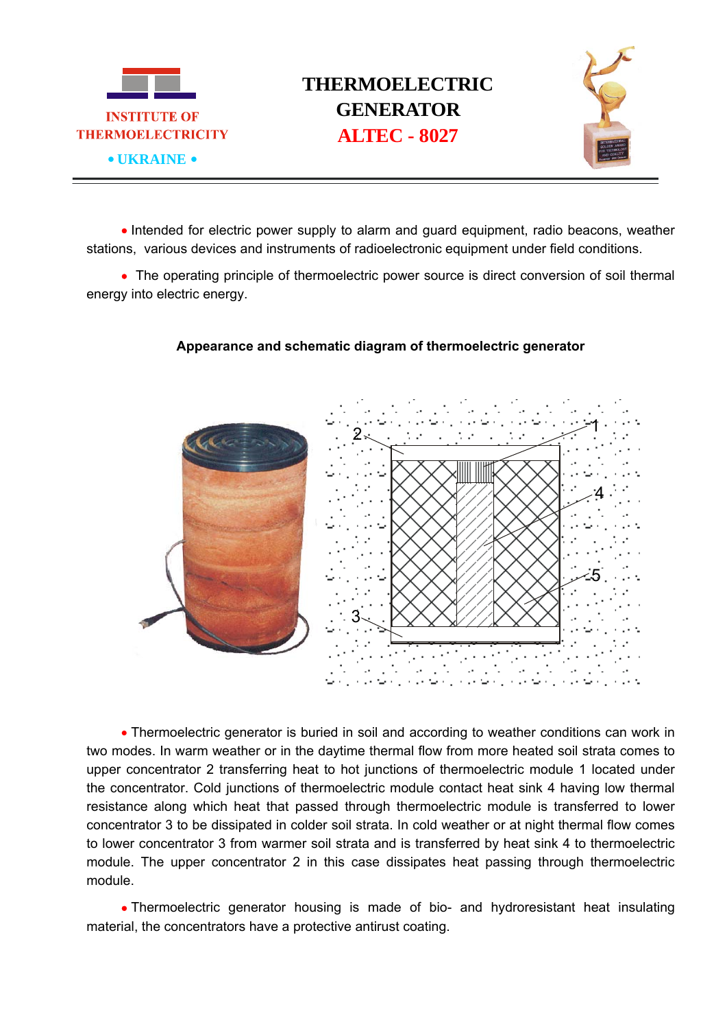INSTITUTE OF THERMOELECTRICITY

• UKRAINE •

# THERMOELECTRIC GENERATOR ALTEC - 8027

- Intended for electric power supply to alarm and guard equipment, radio beacons, weather stations, various devices and instruments of radioelectronic equipment under field conditions.
- The operating principle of thermoelectric power source is direct conversion of soil thermal energy into electric energy.

**Appearance and schematic diagram of thermoelectric generator**

2

1

4

5

3

- Thermoelectric generator is buried in soil and according to weather conditions can work in two modes. In warm weather or in the daytime thermal flow from more heated soil strata comes to upper concentrator 2 transferring heat to hot junctions of thermoelectric module 1 located under the concentrator. Cold junctions of thermoelectric module contact heat sink 4 having low thermal resistance along which heat that passed through thermoelectric module is transferred to lower concentrator 3 to be dissipated in colder soil strata. In cold weather or at night thermal flow comes to lower concentrator 3 from warmer soil strata and is transferred by heat sink 4 to thermoelectric module. The upper concentrator 2 in this case dissipates heat passing through thermoelectric module.
- Thermoelectric generator housing is made of bio- and hydroresistant heat insulating material, the concentrators have a protective antirust coating.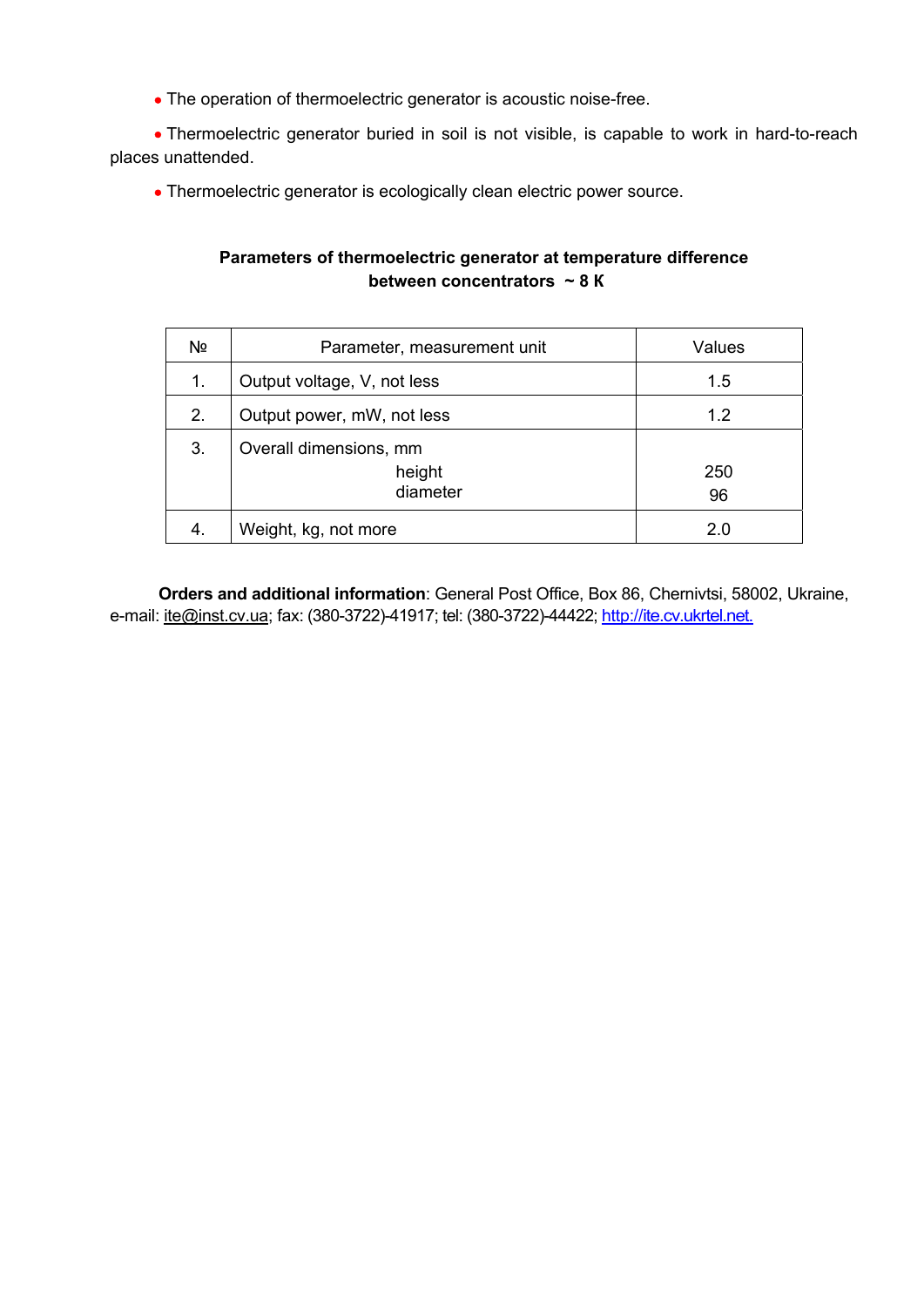- The operation of thermoelectric generator is acoustic noise-free.
- Thermoelectric generator buried in soil is not visible, is capable to work in hard-to-reach places unattended.
- Thermoelectric generator is ecologically clean electric power source.

**Parameters of thermoelectric generator at temperature difference between concentrators ~ 8 K**

| № | Parameter, measurement unit | Values |
|---|---|---|
| 1. | Output voltage, V, not less | 1.5 |
| 2. | Output power, mW, not less | 1.2 |
| 3. | Overall dimensions, mm<br>height<br>diameter | <br>250<br>96 |
| 4. | Weight, kg, not more | 2.0 |

**Orders and additional information**: General Post Office, Box 86, Chernivtsi, 58002, Ukraine, e-mail: ite@inst.cv.ua; fax: (380-3722)-41917; tel: (380-3722)-44422; http://ite.cv.ukrtel.net.